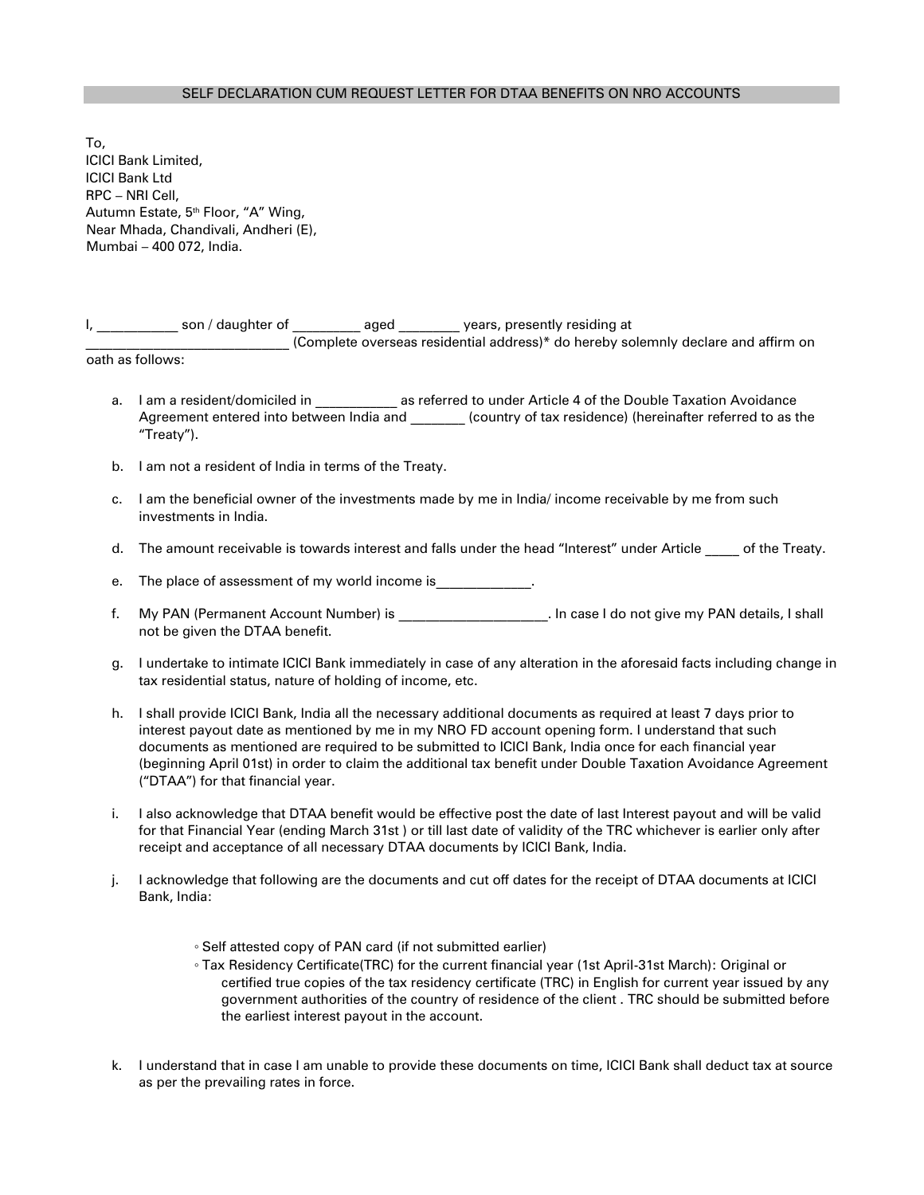## SELF DECLARATION CUM REQUEST LETTER FOR DTAA BENEFITS ON NRO ACCOUNTS

To,
ICICI Bank Limited,
ICICI Bank Ltd
RPC – NRI Cell,
Autumn Estate, 5th Floor, "A" Wing,
Near Mhada, Chandivali, Andheri (E),
Mumbai – 400 072, India.

I, ___________ son / daughter of _________ aged ________ years, presently residing at ____________________________ (Complete overseas residential address)* do hereby solemnly declare and affirm on oath as follows:

a. I am a resident/domiciled in ___________ as referred to under Article 4 of the Double Taxation Avoidance Agreement entered into between India and _______ (country of tax residence) (hereinafter referred to as the "Treaty").

b. I am not a resident of India in terms of the Treaty.

c. I am the beneficial owner of the investments made by me in India/ income receivable by me from such investments in India.

d. The amount receivable is towards interest and falls under the head "Interest" under Article _____ of the Treaty.

e. The place of assessment of my world income is_____________.

f. My PAN (Permanent Account Number) is ____________________. In case I do not give my PAN details, I shall not be given the DTAA benefit.

g. I undertake to intimate ICICI Bank immediately in case of any alteration in the aforesaid facts including change in tax residential status, nature of holding of income, etc.

h. I shall provide ICICI Bank, India all the necessary additional documents as required at least 7 days prior to interest payout date as mentioned by me in my NRO FD account opening form. I understand that such documents as mentioned are required to be submitted to ICICI Bank, India once for each financial year (beginning April 01st) in order to claim the additional tax benefit under Double Taxation Avoidance Agreement ("DTAA") for that financial year.

i. I also acknowledge that DTAA benefit would be effective post the date of last Interest payout and will be valid for that Financial Year (ending March 31st ) or till last date of validity of the TRC whichever is earlier only after receipt and acceptance of all necessary DTAA documents by ICICI Bank, India.

j. I acknowledge that following are the documents and cut off dates for the receipt of DTAA documents at ICICI Bank, India:

   - Self attested copy of PAN card (if not submitted earlier)
   - Tax Residency Certificate(TRC) for the current financial year (1st April-31st March): Original or certified true copies of the tax residency certificate (TRC) in English for current year issued by any government authorities of the country of residence of the client . TRC should be submitted before the earliest interest payout in the account.

k. I understand that in case I am unable to provide these documents on time, ICICI Bank shall deduct tax at source as per the prevailing rates in force.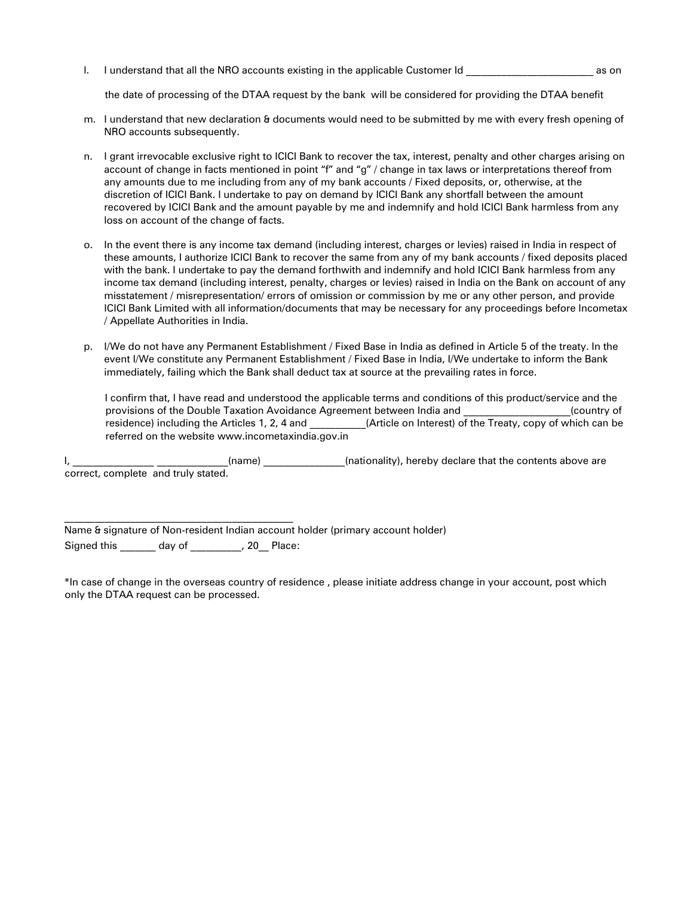l. I understand that all the NRO accounts existing in the applicable Customer Id ________________________ as on the date of processing of the DTAA request by the bank will be considered for providing the DTAA benefit

m. I understand that new declaration & documents would need to be submitted by me with every fresh opening of NRO accounts subsequently.

n. I grant irrevocable exclusive right to ICICI Bank to recover the tax, interest, penalty and other charges arising on account of change in facts mentioned in point "f" and "g" / change in tax laws or interpretations thereof from any amounts due to me including from any of my bank accounts / Fixed deposits, or, otherwise, at the discretion of ICICI Bank. I undertake to pay on demand by ICICI Bank any shortfall between the amount recovered by ICICI Bank and the amount payable by me and indemnify and hold ICICI Bank harmless from any loss on account of the change of facts.

o. In the event there is any income tax demand (including interest, charges or levies) raised in India in respect of these amounts, I authorize ICICI Bank to recover the same from any of my bank accounts / fixed deposits placed with the bank. I undertake to pay the demand forthwith and indemnify and hold ICICI Bank harmless from any income tax demand (including interest, penalty, charges or levies) raised in India on the Bank on account of any misstatement / misrepresentation/ errors of omission or commission by me or any other person, and provide ICICI Bank Limited with all information/documents that may be necessary for any proceedings before Incometax / Appellate Authorities in India.

p. I/We do not have any Permanent Establishment / Fixed Base in India as defined in Article 5 of the treaty. In the event I/We constitute any Permanent Establishment / Fixed Base in India, I/We undertake to inform the Bank immediately, failing which the Bank shall deduct tax at source at the prevailing rates in force.

I confirm that, I have read and understood the applicable terms and conditions of this product/service and the provisions of the Double Taxation Avoidance Agreement between India and ___________________(country of residence) including the Articles 1, 2, 4 and __________(Article on Interest) of the Treaty, copy of which can be referred on the website www.incometaxindia.gov.in

I, _______________ _____________(name) _______________(nationality), hereby declare that the contents above are correct, complete and truly stated.

___________________________________________

Name & signature of Non-resident Indian account holder (primary account holder)

Signed this _______ day of _________, 20__ Place:

*In case of change in the overseas country of residence , please initiate address change in your account, post which only the DTAA request can be processed.